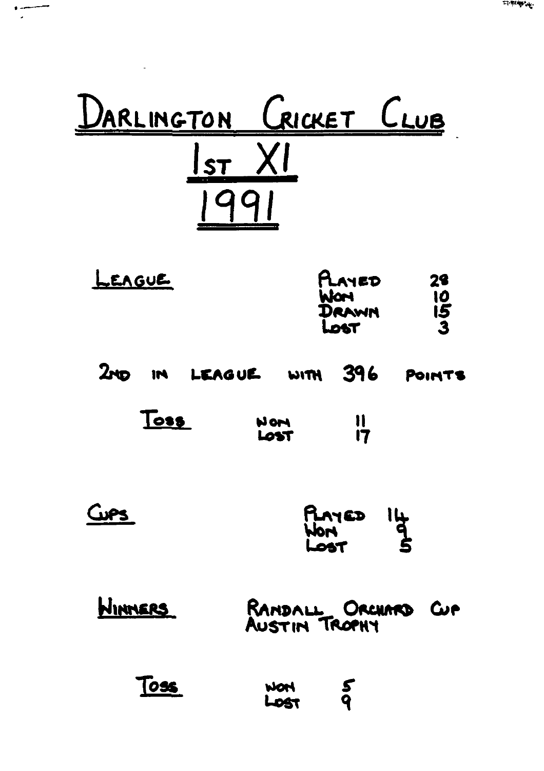# DARLINGTON CRICKET CLUB

## 1ST XI

## 1991

**LEAGUE**

| | |
|---|---|
| PLAYED | 28 |
| WON | 10 |
| DRAWN | 15 |
| LOST | 3 |

2ND IN LEAGUE WITH 396 POINTS

**TOSS**

| | |
|---|---|
| WON | 11 |
| LOST | 17 |

**CUPS**

| | |
|---|---|
| PLAYED | 14 |
| WON | 9 |
| LOST | 5 |

**WINNERS**

RANDALL ORCHARD CUP
AUSTIN TROPHY

**TOSS**

| | |
|---|---|
| WON | 5 |
| LOST | 9 |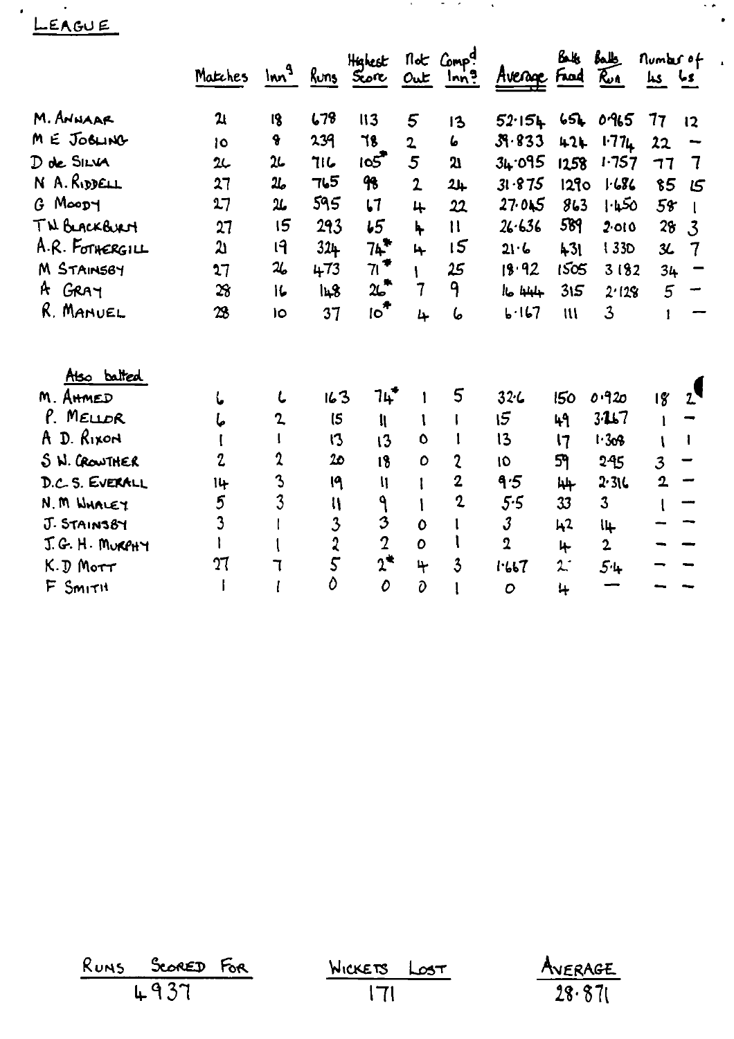# LEAGUE

| | Matches | Inn^s | Runs | Highest Score | Not Out | Comp^d Inn^s | Average | Balls Faced | Balls Run | Number of 4s | Number of 6s |
|---|---|---|---|---|---|---|---|---|---|---|---|
| M. ANWAAR | 21 | 18 | 678 | 113 | 5 | 13 | 52·154 | 654 | 0·965 | 77 | 12 |
| M E JOBLING | 10 | 8 | 239 | 78 | 2 | 6 | 39·833 | 424 | 1·774 | 22 | — |
| D de SILVA | 26 | 26 | 716 | 105* | 5 | 21 | 34·095 | 1258 | 1·757 | 77 | 7 |
| N A. RIDDELL | 27 | 26 | 765 | 98 | 2 | 24 | 31·875 | 1290 | 1·686 | 85 | 15 |
| G MOODY | 27 | 26 | 595 | 67 | 4 | 22 | 27·045 | 863 | 1·450 | 58 | 1 |
| T N BLACKBURN | 27 | 15 | 293 | 65 | 4 | 11 | 26·636 | 589 | 2·010 | 28 | 3 |
| A.R. FOTHERGILL | 21 | 19 | 324 | 74* | 4 | 15 | 21·6 | 431 | 1·330 | 36 | 7 |
| M STAINSBY | 27 | 26 | 473 | 71* | 1 | 25 | 18·92 | 1505 | 3·182 | 34 | — |
| A GRAY | 28 | 16 | 148 | 26* | 7 | 9 | 16·444 | 315 | 2·128 | 5 | — |
| R. MANUEL | 28 | 10 | 37 | 10* | 4 | 6 | 6·167 | 111 | 3 | 1 | — |
| *Also batted* | | | | | | | | | | | |
| M. AHMED | 6 | 6 | 163 | 74* | 1 | 5 | 32·6 | 150 | 0·920 | 18 | 2 |
| P. MELLOR | 6 | 2 | 15 | 11 | 1 | 1 | 15 | 49 | 3·267 | 1 | — |
| A D. RIXON | 1 | 1 | 13 | 13 | 0 | 1 | 13 | 17 | 1·308 | 1 | 1 |
| S N. CROWTHER | 2 | 2 | 20 | 18 | 0 | 2 | 10 | 59 | 2·95 | 3 | — |
| D.C.S. EVERALL | 14 | 3 | 19 | 11 | 1 | 2 | 9·5 | 44 | 2·316 | 2 | — |
| N.M WHALEY | 5 | 3 | 11 | 9 | 1 | 2 | 5·5 | 33 | 3 | 1 | — |
| J. STAINSBY | 3 | 1 | 3 | 3 | 0 | 1 | 3 | 42 | 14 | — | — |
| J.G.H. MURPHY | 1 | 1 | 2 | 2 | 0 | 1 | 2 | 4 | 2 | — | — |
| K.D MOTT | 27 | 7 | 5 | 2* | 4 | 3 | 1·667 | 27 | 5·4 | — | — |
| F SMITH | 1 | 1 | 0 | 0 | 0 | 1 | 0 | 4 | — | — | — |

| RUNS SCORED FOR | WICKETS LOST | AVERAGE |
|---|---|---|
| 4937 | 171 | 28·871 |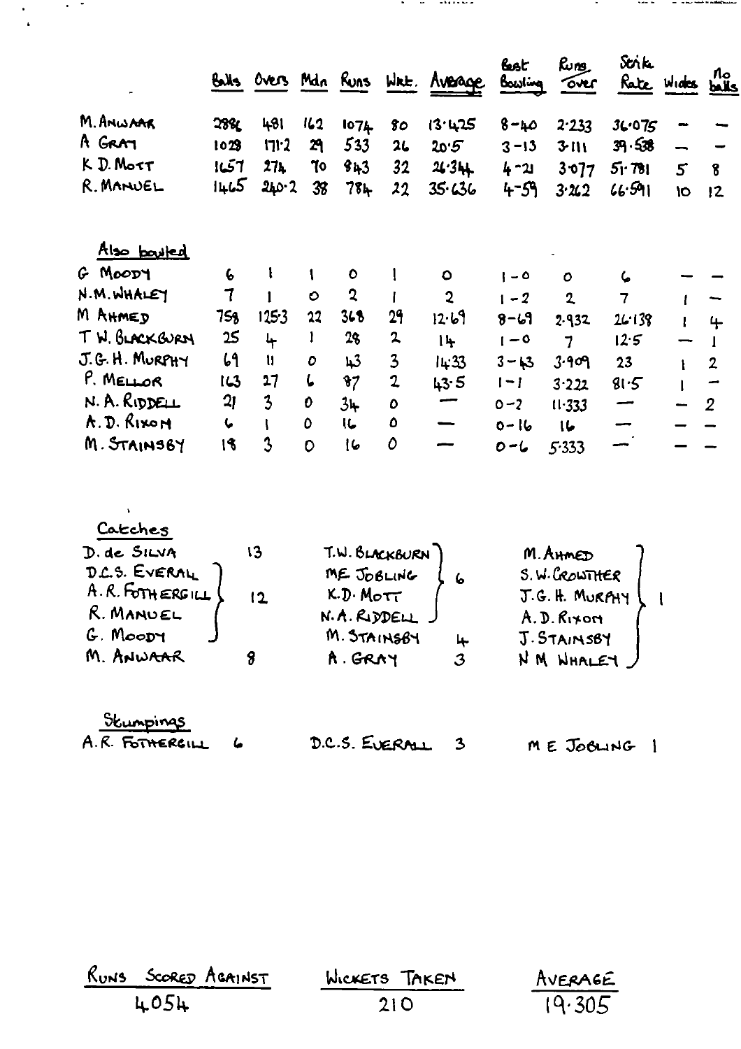| | Balls | Overs | Mdn | Runs | Wkt. | Average | Best Bowling | Runs over | Strike Rate | Wides | No balls |
|---|---|---|---|---|---|---|---|---|---|---|---|
| M. ANWAAR | 2886 | 481 | 162 | 1074 | 80 | 13·425 | 8-40 | 2·233 | 36·075 | – | – |
| A GRAY | 1028 | 171·2 | 29 | 533 | 26 | 20·5 | 3-13 | 3·111 | 39·538 | – | – |
| K D. MOTT | 1657 | 274 | 70 | 843 | 32 | 26·344 | 4-21 | 3·077 | 51·781 | 5 | 8 |
| R. MANUEL | 1465 | 240·2 | 38 | 784 | 22 | 35·636 | 4-59 | 3·262 | 66·591 | 10 | 12 |

## Also bowled

| | Balls | Overs | Mdn | Runs | Wkt. | Average | Best Bowling | Runs over | Strike Rate | Wides | No balls |
|---|---|---|---|---|---|---|---|---|---|---|---|
| G MOODY | 6 | 1 | 1 | 0 | 1 | 0 | 1-0 | 0 | 6 | – | – |
| N.M. WHALEY | 7 | 1 | 0 | 2 | 1 | 2 | 1-2 | 2 | 7 | 1 | – |
| M AHMED | 758 | 125·3 | 22 | 368 | 29 | 12·69 | 8-69 | 2·932 | 26·138 | 1 | 4 |
| T W. BLACKBURN | 25 | 4 | 1 | 28 | 2 | 14 | 1-0 | 7 | 12·5 | – | 1 |
| J.G.H. MURPHY | 69 | 11 | 0 | 43 | 3 | 14·33 | 3-43 | 3·909 | 23 | 1 | 2 |
| P. MELLOR | 163 | 27 | 6 | 87 | 2 | 43·5 | 1-1 | 3·222 | 81·5 | 1 | – |
| N. A. RIDDELL | 21 | 3 | 0 | 34 | 0 | – | 0-2 | 11·333 | – | – | 2 |
| A. D. RIXON | 6 | 1 | 0 | 16 | 0 | – | 0-16 | 16 | – | – | – |
| M. STAINSBY | 18 | 3 | 0 | 16 | 0 | – | 0-6 | 5·333 | – | – | – |

## Catches

| Player | Catches |
|---|---|
| D. de SILVA | 13 |
| D.C.S. EVERALL, A. R. FOTHERGILL, R. MANUEL, G. MOODY | 12 |
| M. ANWAAR | 8 |
| T.W. BLACKBURN, M.E. JOBLING, K.D. MOTT, N.A. RIDDELL | 6 |
| M. STAINSBY | 4 |
| A. GRAY | 3 |
| M. AHMED, S. W. CROWTHER, J. G. H. MURPHY, A. D. RIXON, J. STAINSBY, N M WHALEY | 1 |

## Stumpings

A.R. FOTHERGILL 6 &nbsp;&nbsp;&nbsp; D.C.S. EVERALL 3 &nbsp;&nbsp;&nbsp; M E JOBLING 1

| Runs Scored Against | Wickets Taken | Average |
|---|---|---|
| 4054 | 210 | 19·305 |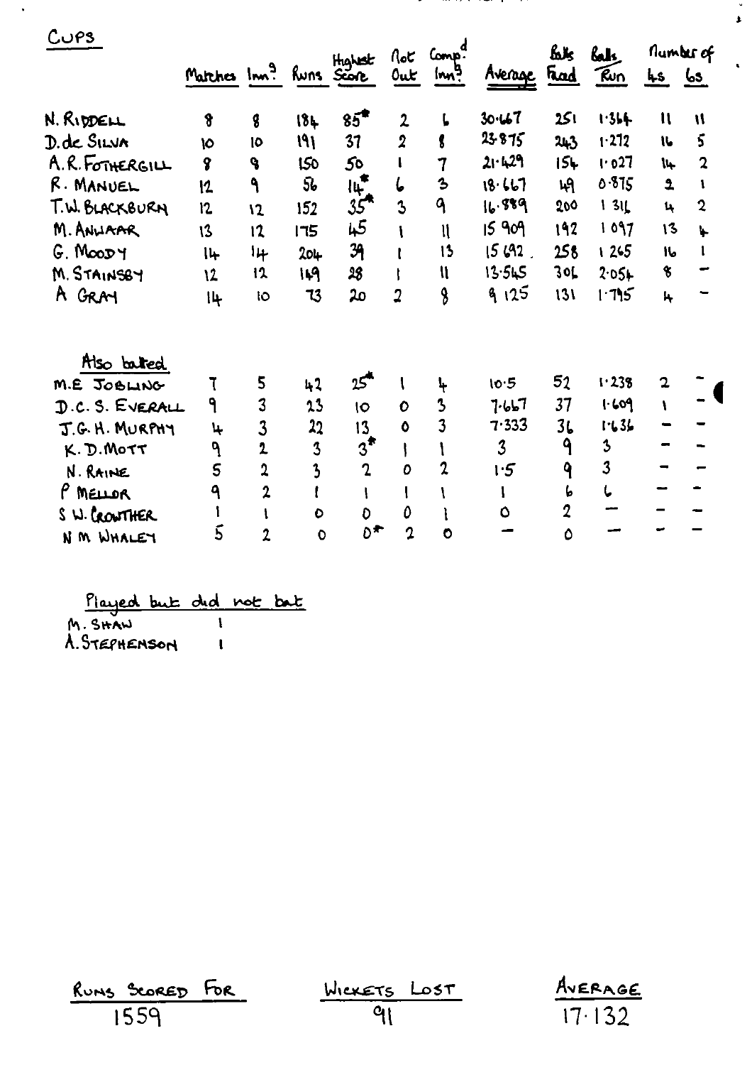## CUPS

| | Matches | Inn^g | Runs | Highest Score | Not Out | Comp^d Inn^g | Average | Balls Faced | Balls Run | Number of 4s | Number of 6s |
|---|---|---|---|---|---|---|---|---|---|---|---|
| N. RIDDELL | 8 | 8 | 184 | 85* | 2 | 6 | 30.667 | 251 | 1.364 | 11 | 11 |
| D. de SILVA | 10 | 10 | 191 | 37 | 2 | 8 | 23.875 | 243 | 1.272 | 16 | 5 |
| A.R. FOTHERGILL | 8 | 8 | 150 | 50 | 1 | 7 | 21.429 | 154 | 1.027 | 14 | 2 |
| R. MANUEL | 12 | 9 | 56 | 14* | 6 | 3 | 18.667 | 49 | 0.875 | 2 | 1 |
| T.W. BLACKBURN | 12 | 12 | 152 | 35* | 3 | 9 | 16.889 | 200 | 1.316 | 4 | 2 |
| M. ANWAAR | 13 | 12 | 175 | 45 | 1 | 11 | 15.909 | 192 | 1.097 | 13 | 4 |
| G. MOODY | 14 | 14 | 204 | 39 | 1 | 13 | 15.692 | 258 | 1.265 | 16 | 1 |
| M. STAINSBY | 12 | 12 | 149 | 28 | 1 | 11 | 13.545 | 306 | 2.054 | 8 | – |
| A. GRAY | 14 | 10 | 73 | 20 | 2 | 8 | 9.125 | 131 | 1.795 | 4 | – |
| **Also batted** | | | | | | | | | | | |
| M.E. JOBLING | 7 | 5 | 42 | 25* | 1 | 4 | 10.5 | 52 | 1.238 | 2 | – |
| D.C.S. EVERALL | 9 | 3 | 23 | 10 | 0 | 3 | 7.667 | 37 | 1.609 | 1 | – |
| J.G.H. MURPHY | 4 | 3 | 22 | 13 | 0 | 3 | 7.333 | 36 | 1.636 | – | – |
| K.D. MOTT | 9 | 2 | 3 | 3* | 1 | 1 | 3 | 9 | 3 | – | – |
| N. RAINE | 5 | 2 | 3 | 2 | 0 | 2 | 1.5 | 9 | 3 | – | – |
| P. MELLOR | 9 | 2 | 1 | 1 | 1 | 1 | 1 | 6 | 6 | – | – |
| S.W. CROWTHER | 1 | 1 | 0 | 0 | 0 | 1 | 0 | 2 | – | – | – |
| N.M. WHALEY | 5 | 2 | 0 | 0* | 2 | 0 | – | 0 | – | – | – |

**Played but did not bat**

| | |
|---|---|
| M. SHAW | 1 |
| A. STEPHENSON | 1 |

| Runs Scored For | Wickets Lost | Average |
|---|---|---|
| 1559 | 91 | 17.132 |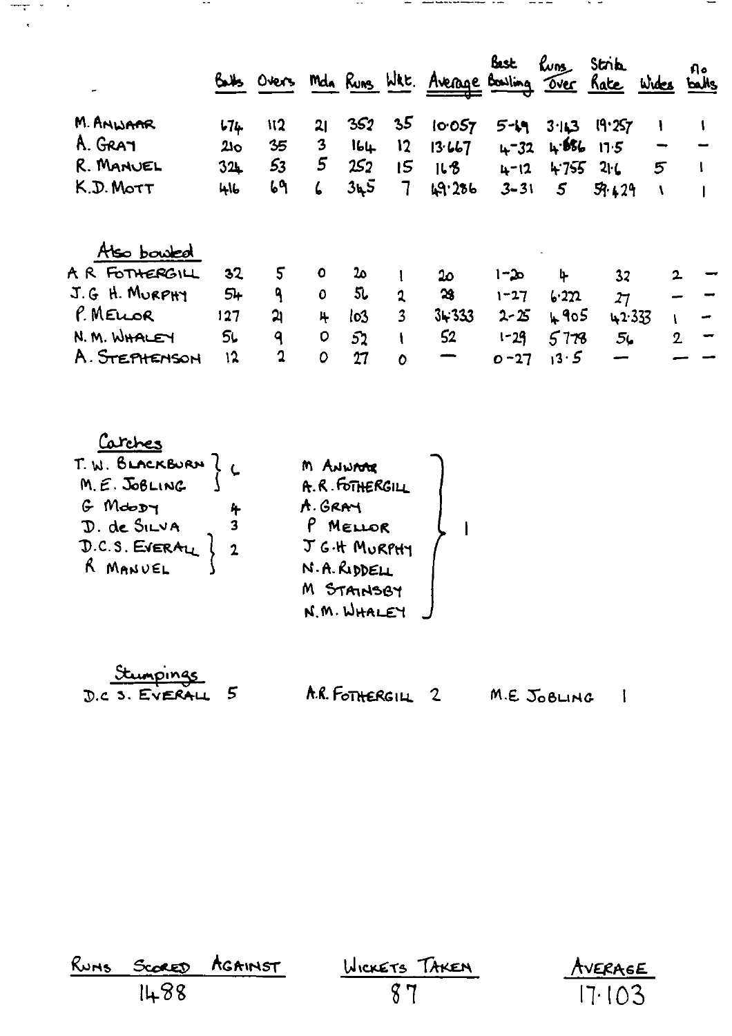| | Balls | Overs | Mdn | Runs | Wkt. | Average | Best Bowling | Runs Over | Strike Rate | Wides | No balls |
|---|---|---|---|---|---|---|---|---|---|---|---|
| M. ANWAAR | 674 | 112 | 21 | 352 | 35 | 10·057 | 5-69 | 3·143 | 19·257 | 1 | 1 |
| A. GRAY | 210 | 35 | 3 | 164 | 12 | 13·667 | 4-32 | 4·686 | 17·5 | — | — |
| R. MANUEL | 324 | 53 | 5 | 252 | 15 | 16·8 | 4-12 | 4·755 | 21·6 | 5 | 1 |
| K.D. MOTT | 416 | 69 | 6 | 345 | 7 | 49·286 | 3-31 | 5 | 59·429 | 1 | 1 |

**Also bowled**

| | Balls | Overs | Mdn | Runs | Wkt. | Average | Best Bowling | Runs Over | Strike Rate | Wides | No balls |
|---|---|---|---|---|---|---|---|---|---|---|---|
| A R FOTHERGILL | 32 | 5 | 0 | 20 | 1 | 20 | 1-20 | 4 | 32 | 2 | — |
| J.G H. MURPHY | 54 | 9 | 0 | 56 | 2 | 28 | 1-27 | 6·222 | 27 | — | — |
| P. MELLOR | 127 | 21 | 4 | 103 | 3 | 34·333 | 2-25 | 4·905 | 42·333 | 1 | — |
| N. M. WHALEY | 56 | 9 | 0 | 52 | 1 | 52 | 1-29 | 5·778 | 56 | 2 | — |
| A. STEPHENSON | 12 | 2 | 0 | 27 | 0 | — | 0-27 | 13·5 | — | — | — |

**Catches**

| Player | Catches |
|---|---|
| T. W. BLACKBURN | 6 |
| M. E. JOBLING | 6 |
| G MOODY | 4 |
| D. de SILVA | 3 |
| D.C.S. EVERALL | 2 |
| R MANUEL | 2 |
| M ANWAAR | 1 |
| A.R. FOTHERGILL | 1 |
| A. GRAY | 1 |
| P MELLOR | 1 |
| J G.H MURPHY | 1 |
| N.A. RIDDELL | 1 |
| M STAINSBY | 1 |
| N.M. WHALEY | 1 |

**Stumpings**

D.C S. EVERALL 5 A.R. FOTHERGILL 2 M.E JOBLING 1

| RUNS SCORED AGAINST | WICKETS TAKEN | AVERAGE |
|---|---|---|
| 1488 | 87 | 17·103 |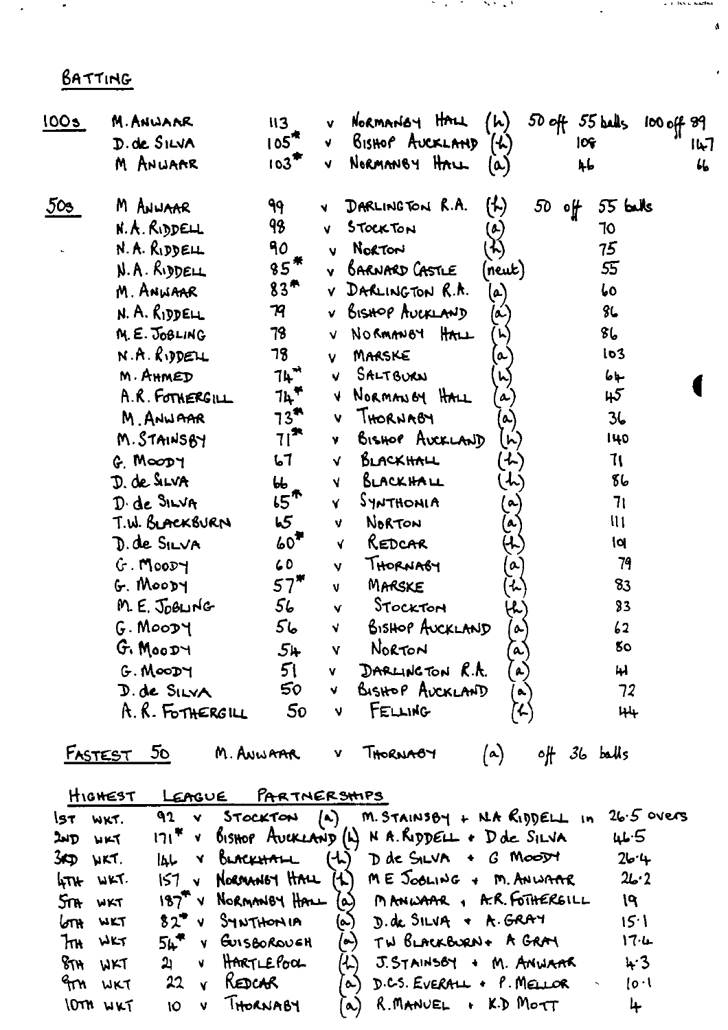## BATTING

### 100s

| Player | Score | | Opponent | Venue | Balls |
|---|---|---|---|---|---|
| M. ANWAAR | 113 | v | NORMANBY HALL | (h) | 50 off 55 balls 100 off 89 |
| D. de SILVA | 105* | v | BISHOP AUCKLAND | (h) | 109 147 |
| M ANWAAR | 103* | v | NORMANBY HALL | (a) | 46 66 |

### 50s

| Player | Score | | Opponent | Venue | Balls |
|---|---|---|---|---|---|
| M ANWAAR | 99 | v | DARLINGTON R.A. | (h) | 50 off 55 balls |
| N.A. RIDDELL | 98 | v | STOCKTON | (a) | 70 |
| N.A. RIDDELL | 90 | v | NORTON | (h) | 75 |
| N.A. RIDDELL | 85* | v | BARNARD CASTLE | (neut) | 55 |
| M. ANWAAR | 83* | v | DARLINGTON R.A. | (a) | 60 |
| N. A. RIDDELL | 79 | v | BISHOP AUCKLAND | (a) | 86 |
| M. E. JOBLING | 78 | v | NORMANBY HALL | (h) | 86 |
| N.A. RIDDELL | 78 | v | MARSKE | (a) | 103 |
| M. AHMED | 74* | v | SALTBURN | (h) | 64 |
| A.R. FOTHERGILL | 74* | v | NORMANBY HALL | (a) | 45 |
| M. ANWAAR | 73* | v | THORNABY | (a) | 36 |
| M. STAINSBY | 71* | v | BISHOP AUCKLAND | (h) | 140 |
| G. MOODY | 67 | v | BLACKHALL | (h) | 71 |
| D. de SILVA | 66 | v | BLACKHALL | (h) | 86 |
| D. de SILVA | 65* | v | SYNTHONIA | (a) | 71 |
| T.W. BLACKBURN | 65 | v | NORTON | (a) | 111 |
| D. de SILVA | 60* | v | REDCAR | (h) | 101 |
| G. MOODY | 60 | v | THORNABY | (a) | 79 |
| G. MOODY | 57* | v | MARSKE | (h) | 83 |
| M. E. JOBLING | 56 | v | STOCKTON | (h) | 83 |
| G. MOODY | 56 | v | BISHOP AUCKLAND | (a) | 62 |
| G. MOODY | 54 | v | NORTON | (a) | 80 |
| G. MOODY | 51 | v | DARLINGTON R.A. | (a) | 41 |
| D. de SILVA | 50 | v | BISHOP AUCKLAND | (a) | 72 |
| A. R. FOTHERGILL | 50 | v | FELLING | (h) | 44 |

**FASTEST 50** M. ANWAAR v THORNABY (a) off 36 balls

### HIGHEST LEAGUE PARTNERSHIPS

| Wicket | Runs | | Opponent | Venue | Partners | Overs |
|---|---|---|---|---|---|---|
| 1ST WKT. | 92 | v | STOCKTON | (a) | M. STAINSBY + N.A RIDDELL in | 26.5 overs |
| 2ND WKT | 171* | v | BISHOP AUCKLAND | (h) | N A. RIDDELL + D de SILVA | 46.5 |
| 3RD WKT. | 146 | v | BLACKHALL | (h) | D de SILVA + G MOODY | 26.4 |
| 4TH WKT. | 157 | v | NORMANBY HALL | (h) | M E JOBLING + M. ANWAAR | 26.2 |
| 5TH WKT | 187* | v | NORMANBY HALL | (a) | M ANWAAR + A.R. FOTHERGILL | 19 |
| 6TH WKT | 82* | v | SYNTHONIA | (a) | D. de SILVA + A. GRAY | 15.1 |
| 7TH WKT | 54* | v | GUISBOROUGH | (a) | T W BLACKBURN + A GRAY | 17.4 |
| 8TH WKT | 21 | v | HARTLEPOOL | (h) | J. STAINSBY + M. ANWAAR | 4.3 |
| 9TH WKT | 22 | v | REDCAR | (a) | D.C.S. EVERALL + P. MELLOR | 10.1 |
| 10TH WKT | 10 | v | THORNABY | (a) | R. MANUEL + K.D MOTT | 4 |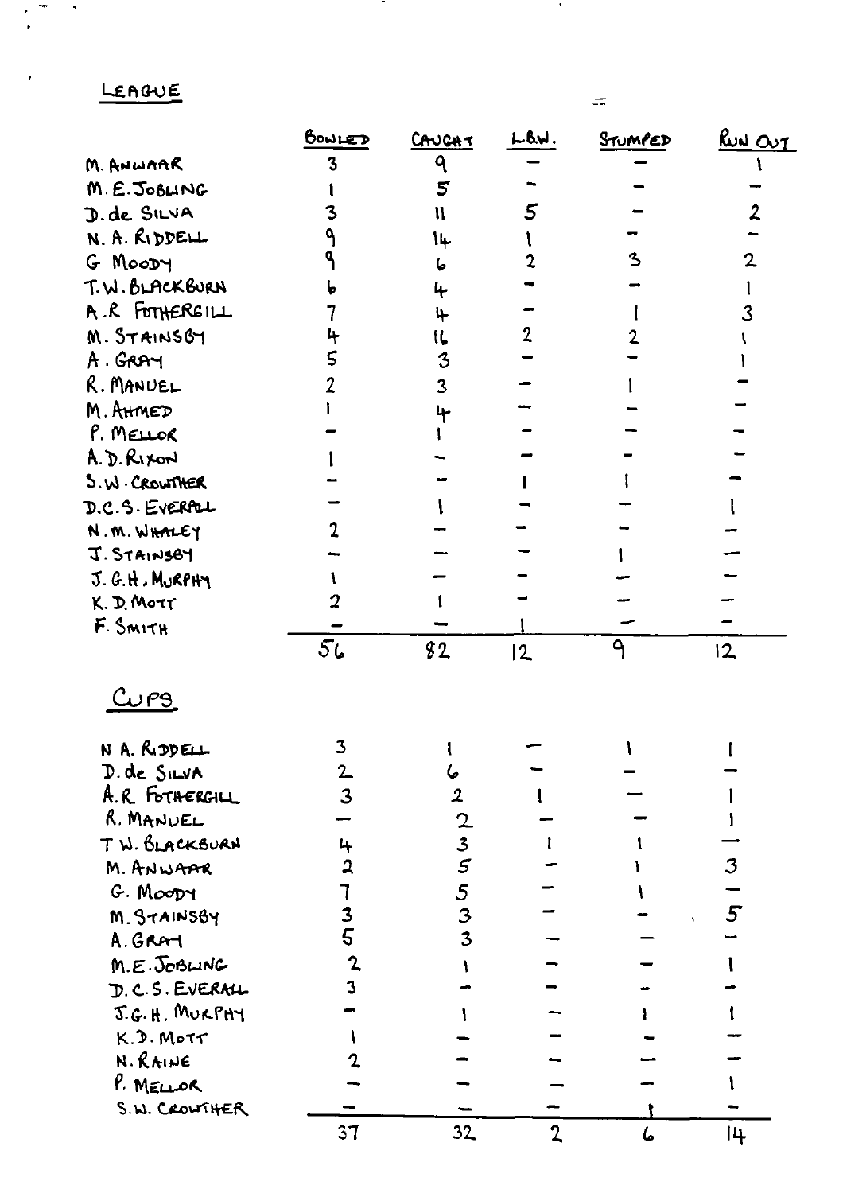## LEAGUE

| | BOWLED | CAUGHT | L.B.W. | STUMPED | RUN OUT |
|---|---|---|---|---|---|
| M. ANWAAR | 3 | 9 | – | – | 1 |
| M. E. JOBLING | 1 | 5 | – | – | – |
| D. de SILVA | 3 | 11 | 5 | – | 2 |
| N. A. RIDDELL | 9 | 14 | 1 | – | – |
| G MOODY | 9 | 6 | 2 | 3 | 2 |
| T. W. BLACKBURN | 6 | 4 | – | – | 1 |
| A. R FOTHERGILL | 7 | 4 | – | 1 | 3 |
| M. STAINSBY | 4 | 16 | 2 | 2 | 1 |
| A. GRAY | 5 | 3 | – | – | 1 |
| R. MANUEL | 2 | 3 | – | 1 | – |
| M. AHMED | 1 | 4 | – | – | – |
| P. MELLOR | – | 1 | – | – | – |
| A. D. RIXON | 1 | – | – | – | – |
| S. W. CROWTHER | – | – | 1 | 1 | – |
| D.C.S. EVERALL | – | 1 | – | – | 1 |
| N. M. WHALEY | 2 | – | – | – | – |
| J. STAINSBY | – | – | – | 1 | – |
| J. G. H. MURPHY | 1 | – | – | – | – |
| K. D. MOTT | 2 | 1 | – | – | – |
| F. SMITH | – | – | 1 | – | – |
| | 56 | 82 | 12 | 9 | 12 |

## CUPS

| | BOWLED | CAUGHT | L.B.W. | STUMPED | RUN OUT |
|---|---|---|---|---|---|
| N A. RIDDELL | 3 | 1 | – | 1 | 1 |
| D. de SILVA | 2 | 6 | – | – | – |
| A. R. FOTHERGILL | 3 | 2 | 1 | – | 1 |
| R. MANUEL | – | 2 | – | – | 1 |
| T W. BLACKBURN | 4 | 3 | 1 | 1 | – |
| M. ANWAAR | 2 | 5 | – | 1 | 3 |
| G. MOODY | 7 | 5 | – | 1 | – |
| M. STAINSBY | 3 | 3 | – | – | 5 |
| A. GRAY | 5 | 3 | – | – | – |
| M. E. JOBLING | 2 | 1 | – | – | 1 |
| D. C. S. EVERALL | 3 | – | – | – | – |
| J. G. H. MURPHY | – | 1 | – | 1 | 1 |
| K. D. MOTT | 1 | – | – | – | – |
| N. RAINE | 2 | – | – | – | – |
| P. MELLOR | – | – | – | – | 1 |
| S. W. CROWTHER | – | – | – | 1 | – |
| | 37 | 32 | 2 | 6 | 14 |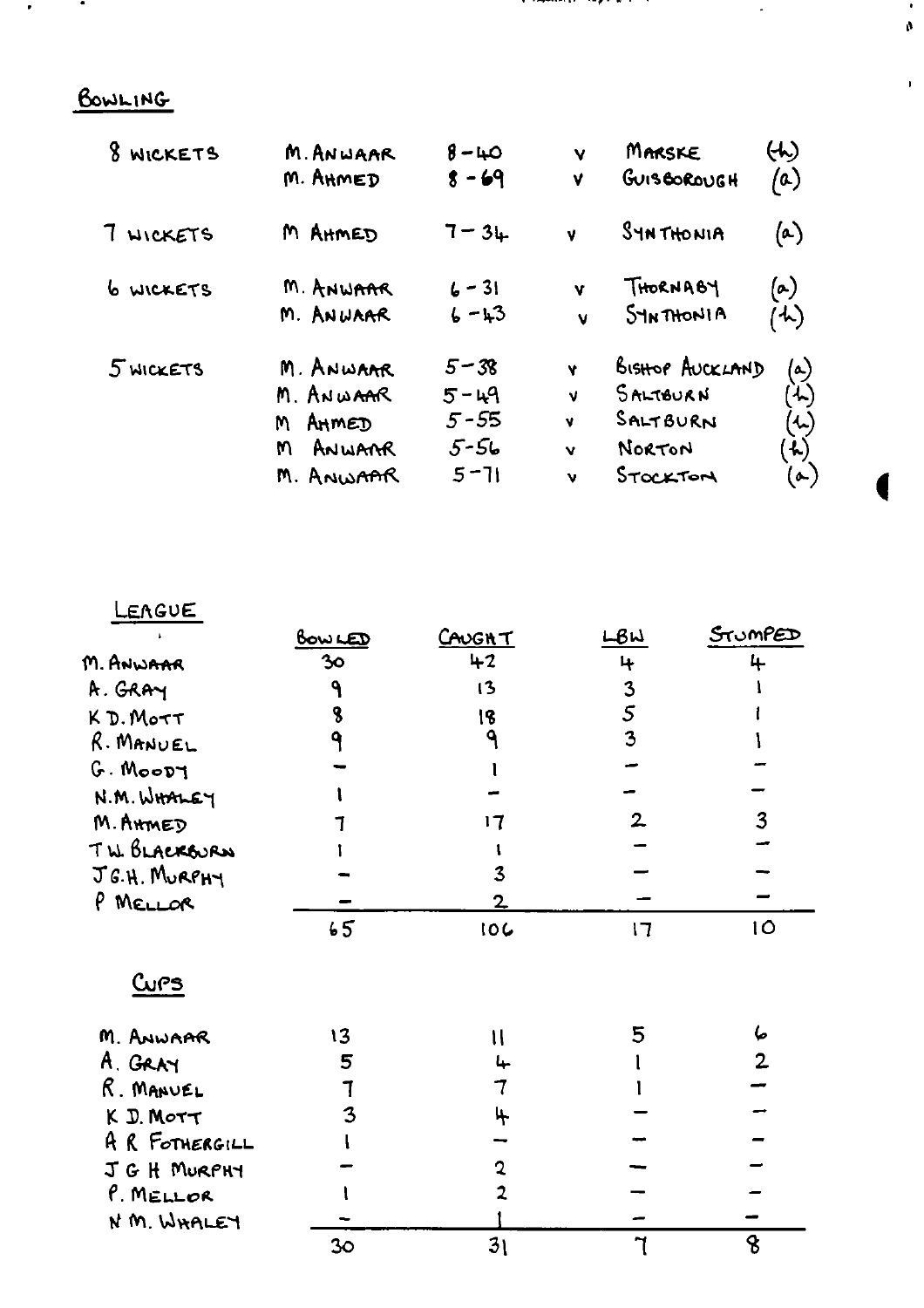## BOWLING

| | | | | | |
|---|---|---|---|---|---|
| 8 WICKETS | M. ANWAAR | 8 – 40 | v | MARSKE | (h) |
| | M. AHMED | 8 – 69 | v | GUISBOROUGH | (a) |
| 7 WICKETS | M AHMED | 7 – 34 | v | SYNTHONIA | (a) |
| 6 WICKETS | M. ANWAAR | 6 – 31 | v | THORNABY | (a) |
| | M. ANWAAR | 6 – 43 | v | SYNTHONIA | (h) |
| 5 WICKETS | M. ANWAAR | 5 – 38 | v | BISHOP AUCKLAND | (a) |
| | M. ANWAAR | 5 – 49 | v | SALTBURN | (h) |
| | M AHMED | 5 – 55 | v | SALTBURN | (h) |
| | M ANWAAR | 5 – 56 | v | NORTON | (h) |
| | M. ANWAAR | 5 – 71 | v | STOCKTON | (a) |

### LEAGUE

| | BOWLED | CAUGHT | LBW | STUMPED |
|---|---|---|---|---|
| M. ANWAAR | 30 | 42 | 4 | 4 |
| A. GRAY | 9 | 13 | 3 | 1 |
| K D. MOTT | 8 | 18 | 5 | 1 |
| R. MANUEL | 9 | 9 | 3 | 1 |
| G. MOODY | – | 1 | – | – |
| N.M. WHALEY | 1 | – | – | – |
| M. AHMED | 7 | 17 | 2 | 3 |
| T W. BLACKBURN | 1 | 1 | – | – |
| J G.H. MURPHY | – | 3 | – | – |
| P MELLOR | – | 2 | – | – |
| | 65 | 106 | 17 | 10 |

### CUPS

| | BOWLED | CAUGHT | LBW | STUMPED |
|---|---|---|---|---|
| M. ANWAAR | 13 | 11 | 5 | 6 |
| A. GRAY | 5 | 4 | 1 | 2 |
| R. MANUEL | 7 | 7 | 1 | – |
| K D. MOTT | 3 | 4 | – | – |
| A R FOTHERGILL | 1 | – | – | – |
| J G H MURPHY | – | 2 | – | – |
| P. MELLOR | 1 | 2 | – | – |
| N M. WHALEY | – | 1 | – | – |
| | 30 | 31 | 7 | 8 |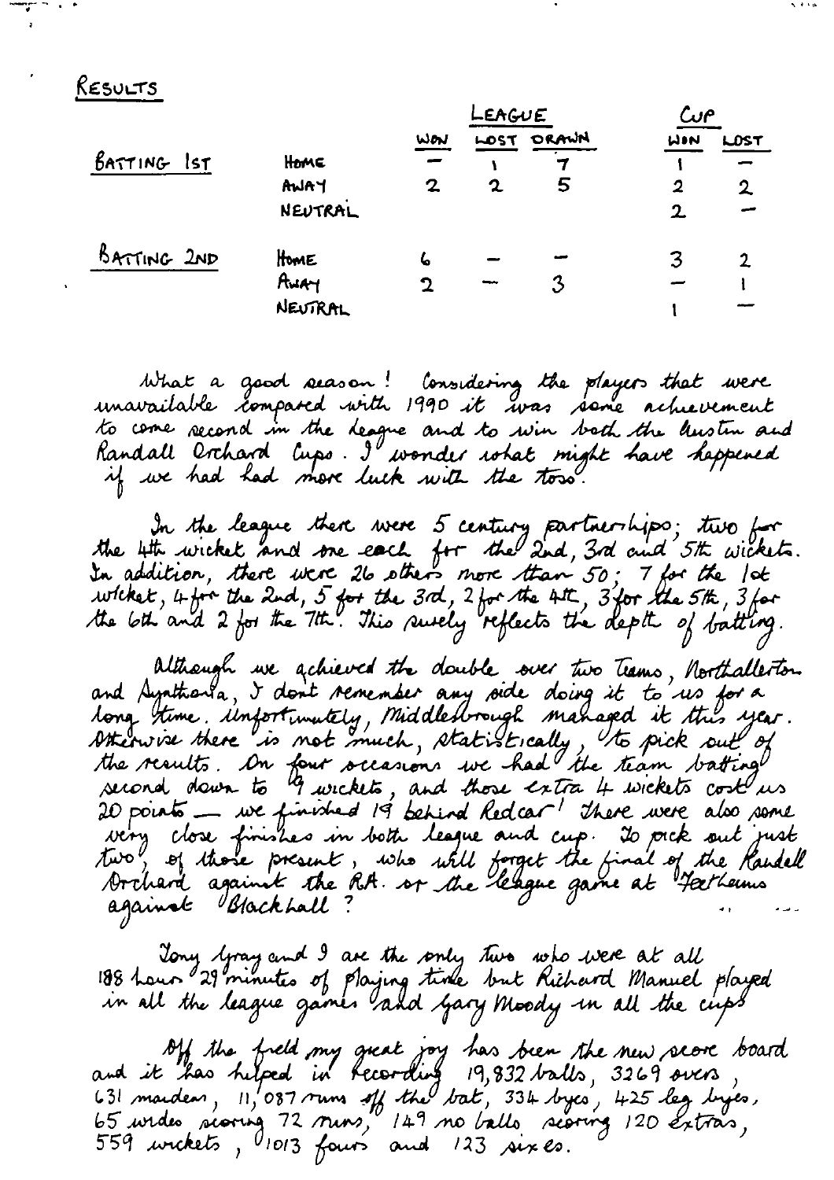## RESULTS

| | | LEAGUE | | | CUP | |
|---|---|---|---|---|---|---|
| | | WON | LOST | DRAWN | WON | LOST |
| BATTING 1ST | HOME | – | 1 | 7 | 1 | – |
| | AWAY | 2 | 2 | 5 | 2 | 2 |
| | NEUTRAL | | | | 2 | – |
| BATTING 2ND | HOME | 6 | – | – | 3 | 2 |
| | AWAY | 2 | – | 3 | – | 1 |
| | NEUTRAL | | | | 1 | – |

What a good season! Considering the players that were unavailable compared with 1990 it was some achievement to come second in the League and to win both the Austin and Randall Orchard Cups. I wonder what might have happened if we had had more luck with the toss.

In the league there were 5 century partnerships; two for the 4th wicket and one each for the 2nd, 3rd and 5th wickets. In addition, there were 26 others more than 50; 7 for the 1st wicket, 4 for the 2nd, 5 for the 3rd, 2 for the 4th, 3 for the 5th, 3 for the 6th and 2 for the 7th. This surely reflects the depth of batting.

Although we achieved the double over two teams, Northallerton and Synthonia, I dont remember any side doing it to us for a long time. Unfortunately, Middlesbrough managed it this year. Otherwise there is not much, statistically, to pick out of the results. On four occasions we had the team batting second down to 9 wickets, and those extra 4 wickets cost us 20 points — we finished 19 behind Redcar! There were also some very close finishes in both league and cup. To pick out just two, of those present, who will forget the final of the Randall Orchard against the RA. or the league game at Feethams against Blackhall?

Tony Gray and I are the only two who were at all 188 hours 29 minutes of playing time but Richard Manuel played in all the league games and Gary Moody in all the cups

Off the field my great joy has been the new score board and it has helped in recording 19,832 balls, 3269 overs, 631 maidens, 11,087 runs off the bat, 334 byes, 425 leg byes, 65 wides scoring 72 runs, 149 no balls scoring 120 extras, 559 wickets, 1013 fours and 123 sixes.